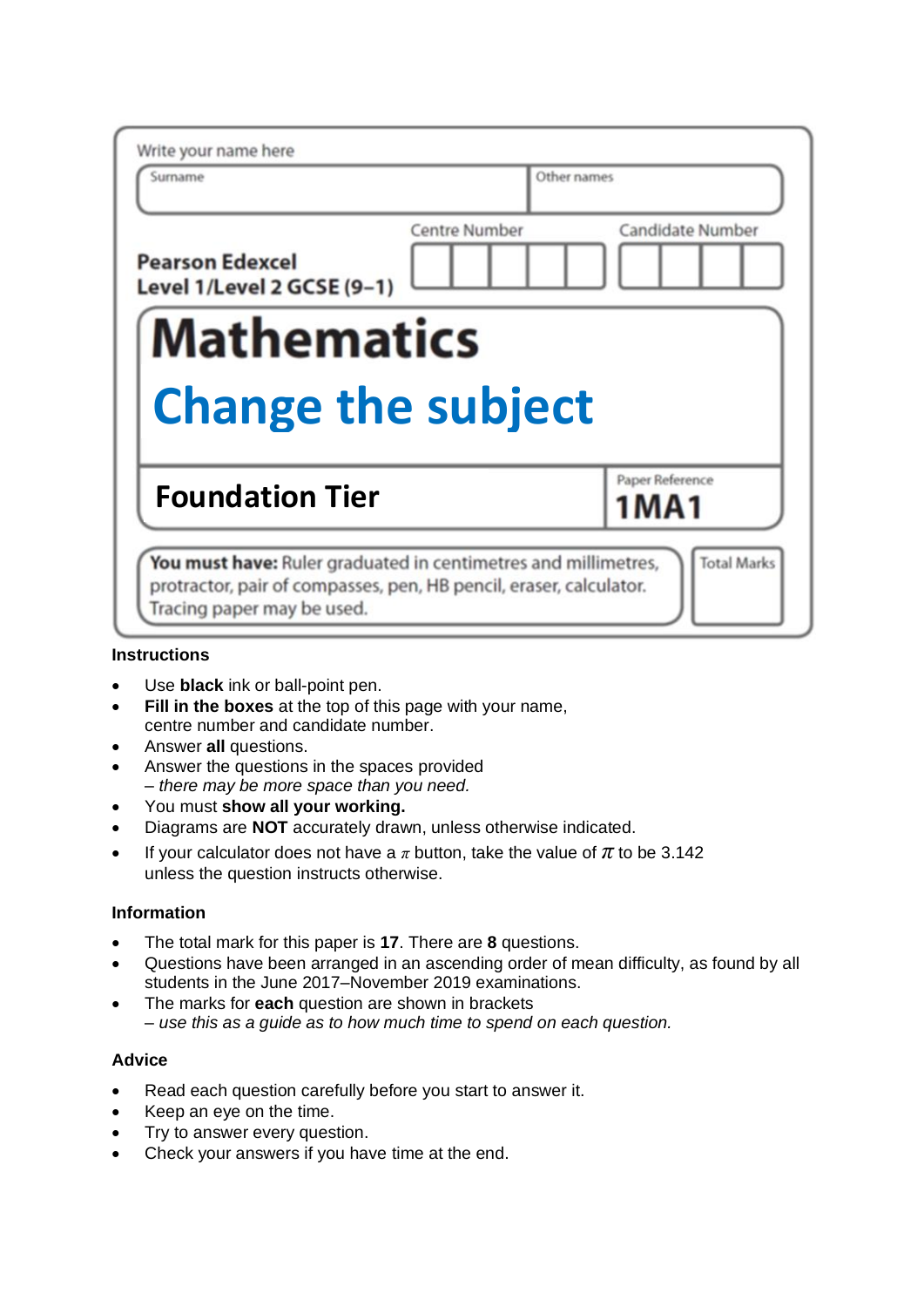Write your name here

| Surname | Other names |
|---|---|
| | |

Pearson Edexcel
Level 1/Level 2 GCSE (9–1)

| Centre Number | Candidate Number |
|---|---|
| | |

# Mathematics

# Change the subject

## Foundation Tier

Paper Reference **1MA1**

**You must have:** Ruler graduated in centimetres and millimetres, protractor, pair of compasses, pen, HB pencil, eraser, calculator. Tracing paper may be used.

Total Marks

### Instructions

- Use **black** ink or ball-point pen.
- **Fill in the boxes** at the top of this page with your name, centre number and candidate number.
- Answer **all** questions.
- Answer the questions in the spaces provided
  – *there may be more space than you need.*
- You must **show all your working.**
- Diagrams are **NOT** accurately drawn, unless otherwise indicated.
- If your calculator does not have a $\pi$ button, take the value of $\pi$ to be 3.142 unless the question instructs otherwise.

### Information

- The total mark for this paper is **17**. There are **8** questions.
- Questions have been arranged in an ascending order of mean difficulty, as found by all students in the June 2017–November 2019 examinations.
- The marks for **each** question are shown in brackets
  – *use this as a guide as to how much time to spend on each question.*

### Advice

- Read each question carefully before you start to answer it.
- Keep an eye on the time.
- Try to answer every question.
- Check your answers if you have time at the end.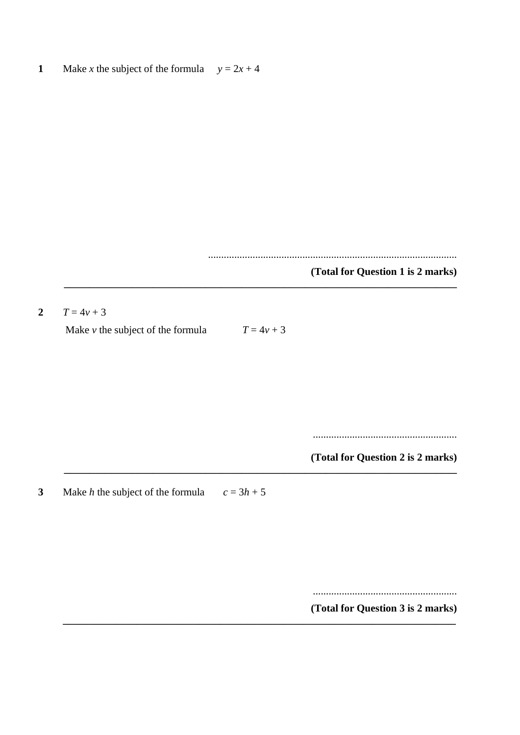**1** Make $x$ the subject of the formula $y = 2x + 4$

..............................................................................................

**(Total for Question 1 is 2 marks)**

---

**2** $T = 4v + 3$

Make $v$ the subject of the formula $T = 4v + 3$

.......................................................

**(Total for Question 2 is 2 marks)**

---

**3** Make $h$ the subject of the formula $c = 3h + 5$

.......................................................

**(Total for Question 3 is 2 marks)**

---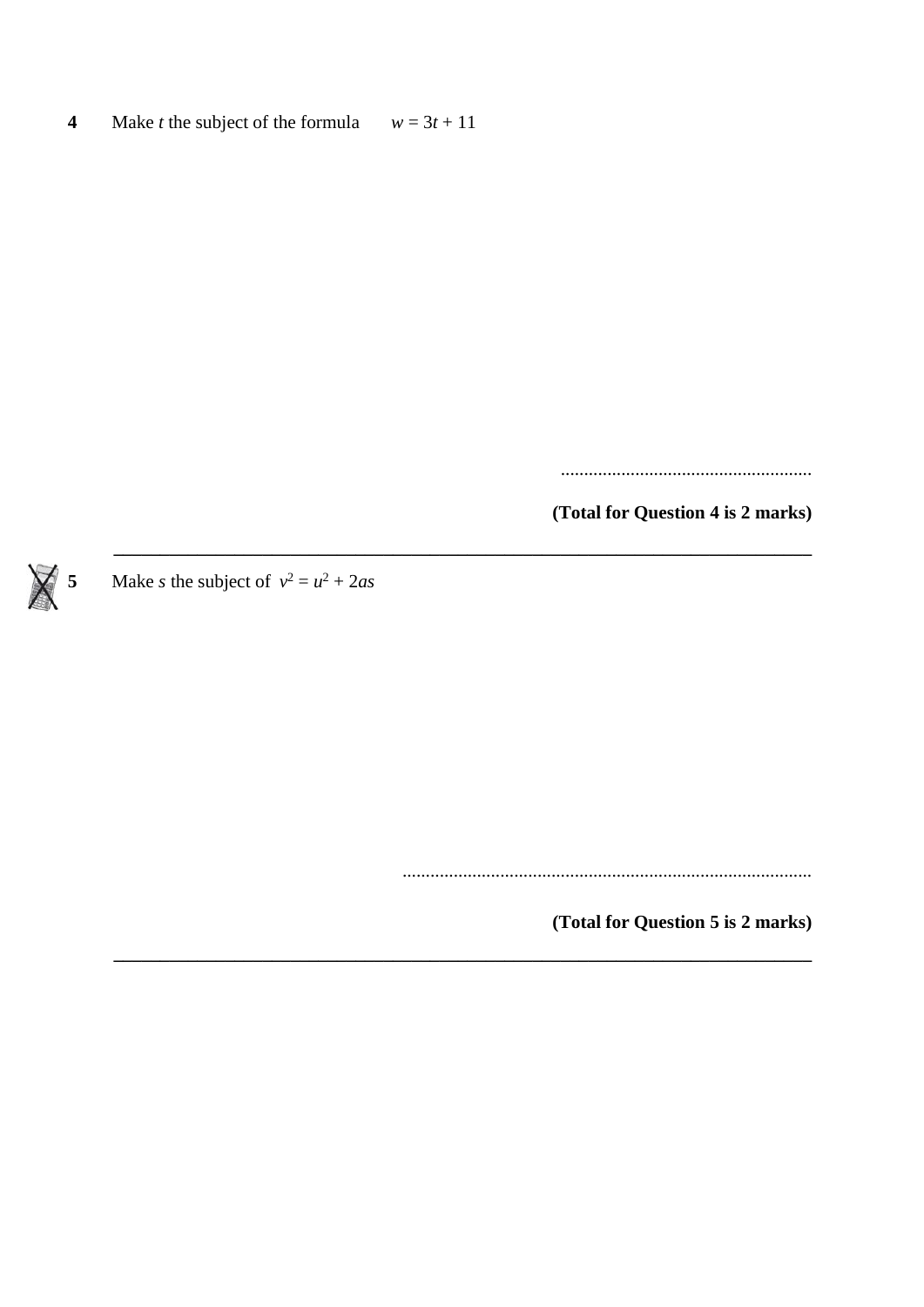**4** Make $t$ the subject of the formula $w = 3t + 11$

......................................................

**(Total for Question 4 is 2 marks)**

---

**5** Make $s$ the subject of $v^2 = u^2 + 2as$

........................................................................................

**(Total for Question 5 is 2 marks)**

---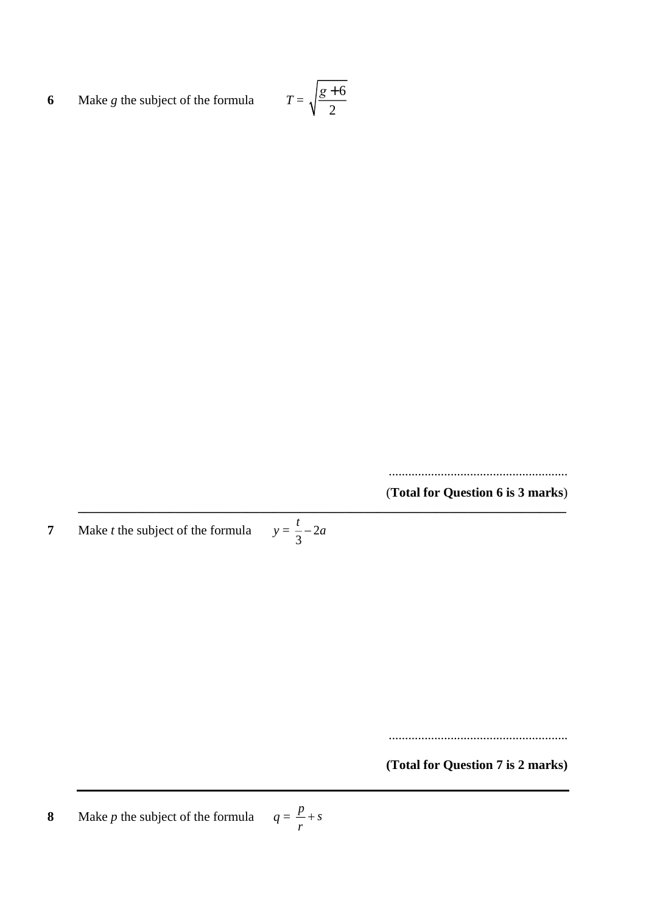**6** Make $g$ the subject of the formula $T = \sqrt{\dfrac{g+6}{2}}$

.......................................................

(**Total for Question 6 is 3 marks**)

---

**7** Make $t$ the subject of the formula $y = \dfrac{t}{3} - 2a$

.......................................................

**(Total for Question 7 is 2 marks)**

---

**8** Make $p$ the subject of the formula $q = \dfrac{p}{r} + s$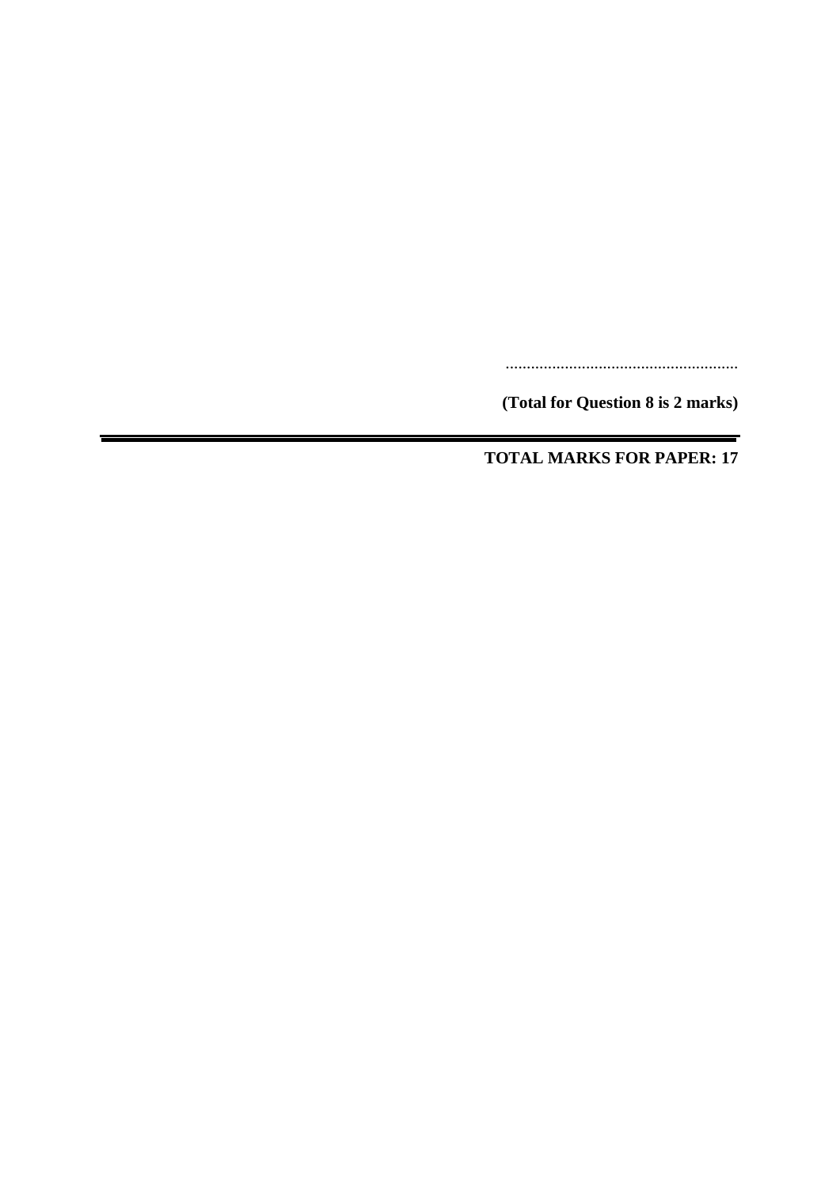.......................................................

**(Total for Question 8 is 2 marks)**

---

**TOTAL MARKS FOR PAPER: 17**